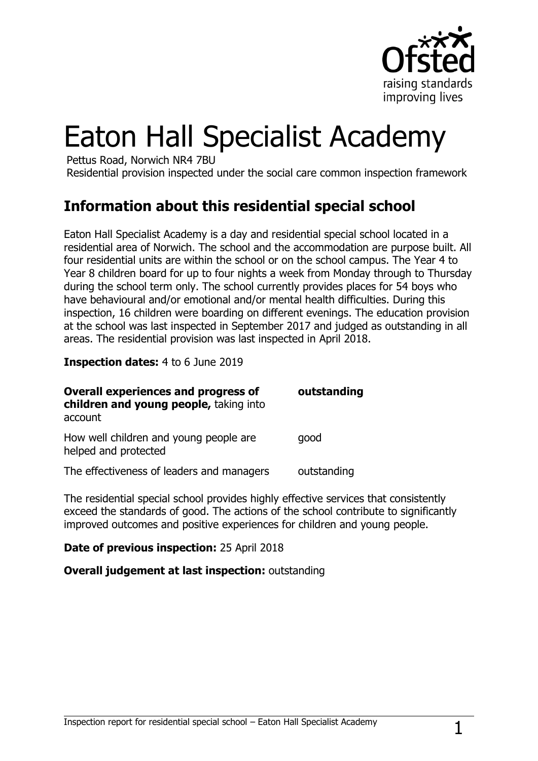# Eaton Hall Specialist Academy

Pettus Road, Norwich NR4 7BU

Residential provision inspected under the social care common inspection framework

## Information about this residential special school

Eaton Hall Specialist Academy is a day and residential special school located in a residential area of Norwich. The school and the accommodation are purpose built. All four residential units are within the school or on the school campus. The Year 4 to Year 8 children board for up to four nights a week from Monday through to Thursday during the school term only. The school currently provides places for 54 boys who have behavioural and/or emotional and/or mental health difficulties. During this inspection, 16 children were boarding on different evenings. The education provision at the school was last inspected in September 2017 and judged as outstanding in all areas. The residential provision was last inspected in April 2018.

**Inspection dates:** 4 to 6 June 2019

| | |
|---|---|
| **Overall experiences and progress of children and young people,** taking into account | **outstanding** |
| How well children and young people are helped and protected | good |
| The effectiveness of leaders and managers | outstanding |

The residential special school provides highly effective services that consistently exceed the standards of good. The actions of the school contribute to significantly improved outcomes and positive experiences for children and young people.

**Date of previous inspection:** 25 April 2018

**Overall judgement at last inspection:** outstanding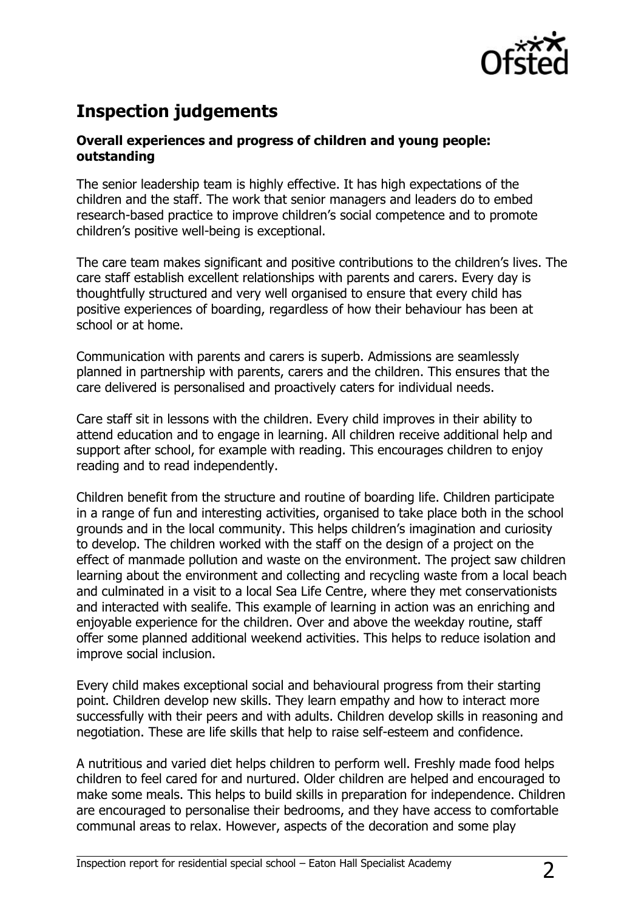## Inspection judgements

### Overall experiences and progress of children and young people: outstanding

The senior leadership team is highly effective. It has high expectations of the children and the staff. The work that senior managers and leaders do to embed research-based practice to improve children's social competence and to promote children's positive well-being is exceptional.

The care team makes significant and positive contributions to the children's lives. The care staff establish excellent relationships with parents and carers. Every day is thoughtfully structured and very well organised to ensure that every child has positive experiences of boarding, regardless of how their behaviour has been at school or at home.

Communication with parents and carers is superb. Admissions are seamlessly planned in partnership with parents, carers and the children. This ensures that the care delivered is personalised and proactively caters for individual needs.

Care staff sit in lessons with the children. Every child improves in their ability to attend education and to engage in learning. All children receive additional help and support after school, for example with reading. This encourages children to enjoy reading and to read independently.

Children benefit from the structure and routine of boarding life. Children participate in a range of fun and interesting activities, organised to take place both in the school grounds and in the local community. This helps children's imagination and curiosity to develop. The children worked with the staff on the design of a project on the effect of manmade pollution and waste on the environment. The project saw children learning about the environment and collecting and recycling waste from a local beach and culminated in a visit to a local Sea Life Centre, where they met conservationists and interacted with sealife. This example of learning in action was an enriching and enjoyable experience for the children. Over and above the weekday routine, staff offer some planned additional weekend activities. This helps to reduce isolation and improve social inclusion.

Every child makes exceptional social and behavioural progress from their starting point. Children develop new skills. They learn empathy and how to interact more successfully with their peers and with adults. Children develop skills in reasoning and negotiation. These are life skills that help to raise self-esteem and confidence.

A nutritious and varied diet helps children to perform well. Freshly made food helps children to feel cared for and nurtured. Older children are helped and encouraged to make some meals. This helps to build skills in preparation for independence. Children are encouraged to personalise their bedrooms, and they have access to comfortable communal areas to relax. However, aspects of the decoration and some play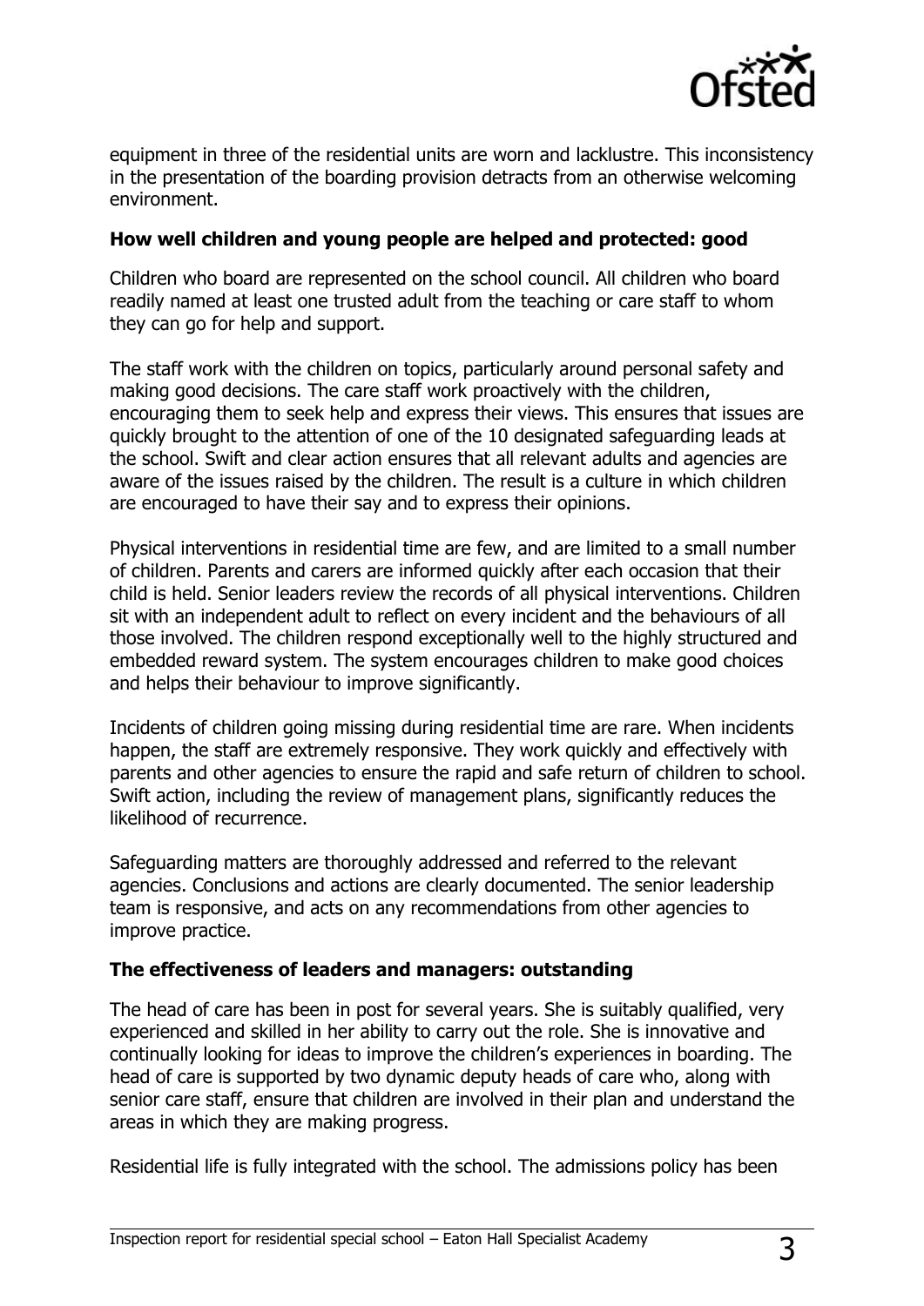equipment in three of the residential units are worn and lacklustre. This inconsistency in the presentation of the boarding provision detracts from an otherwise welcoming environment.

**How well children and young people are helped and protected: good**

Children who board are represented on the school council. All children who board readily named at least one trusted adult from the teaching or care staff to whom they can go for help and support.

The staff work with the children on topics, particularly around personal safety and making good decisions. The care staff work proactively with the children, encouraging them to seek help and express their views. This ensures that issues are quickly brought to the attention of one of the 10 designated safeguarding leads at the school. Swift and clear action ensures that all relevant adults and agencies are aware of the issues raised by the children. The result is a culture in which children are encouraged to have their say and to express their opinions.

Physical interventions in residential time are few, and are limited to a small number of children. Parents and carers are informed quickly after each occasion that their child is held. Senior leaders review the records of all physical interventions. Children sit with an independent adult to reflect on every incident and the behaviours of all those involved. The children respond exceptionally well to the highly structured and embedded reward system. The system encourages children to make good choices and helps their behaviour to improve significantly.

Incidents of children going missing during residential time are rare. When incidents happen, the staff are extremely responsive. They work quickly and effectively with parents and other agencies to ensure the rapid and safe return of children to school. Swift action, including the review of management plans, significantly reduces the likelihood of recurrence.

Safeguarding matters are thoroughly addressed and referred to the relevant agencies. Conclusions and actions are clearly documented. The senior leadership team is responsive, and acts on any recommendations from other agencies to improve practice.

**The effectiveness of leaders and managers: outstanding**

The head of care has been in post for several years. She is suitably qualified, very experienced and skilled in her ability to carry out the role. She is innovative and continually looking for ideas to improve the children's experiences in boarding. The head of care is supported by two dynamic deputy heads of care who, along with senior care staff, ensure that children are involved in their plan and understand the areas in which they are making progress.

Residential life is fully integrated with the school. The admissions policy has been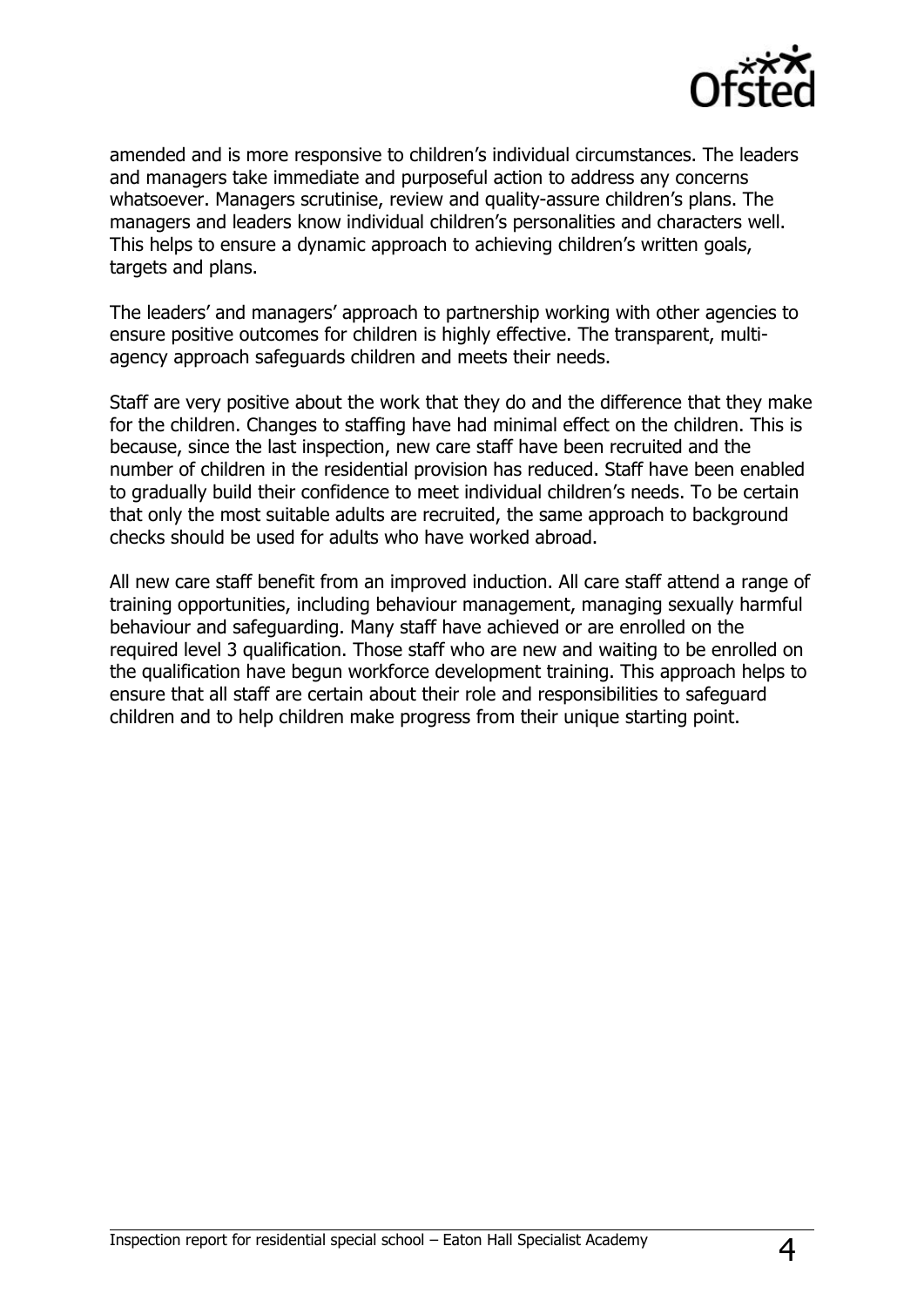amended and is more responsive to children's individual circumstances. The leaders and managers take immediate and purposeful action to address any concerns whatsoever. Managers scrutinise, review and quality-assure children's plans. The managers and leaders know individual children's personalities and characters well. This helps to ensure a dynamic approach to achieving children's written goals, targets and plans.

The leaders' and managers' approach to partnership working with other agencies to ensure positive outcomes for children is highly effective. The transparent, multi-agency approach safeguards children and meets their needs.

Staff are very positive about the work that they do and the difference that they make for the children. Changes to staffing have had minimal effect on the children. This is because, since the last inspection, new care staff have been recruited and the number of children in the residential provision has reduced. Staff have been enabled to gradually build their confidence to meet individual children's needs. To be certain that only the most suitable adults are recruited, the same approach to background checks should be used for adults who have worked abroad.

All new care staff benefit from an improved induction. All care staff attend a range of training opportunities, including behaviour management, managing sexually harmful behaviour and safeguarding. Many staff have achieved or are enrolled on the required level 3 qualification. Those staff who are new and waiting to be enrolled on the qualification have begun workforce development training. This approach helps to ensure that all staff are certain about their role and responsibilities to safeguard children and to help children make progress from their unique starting point.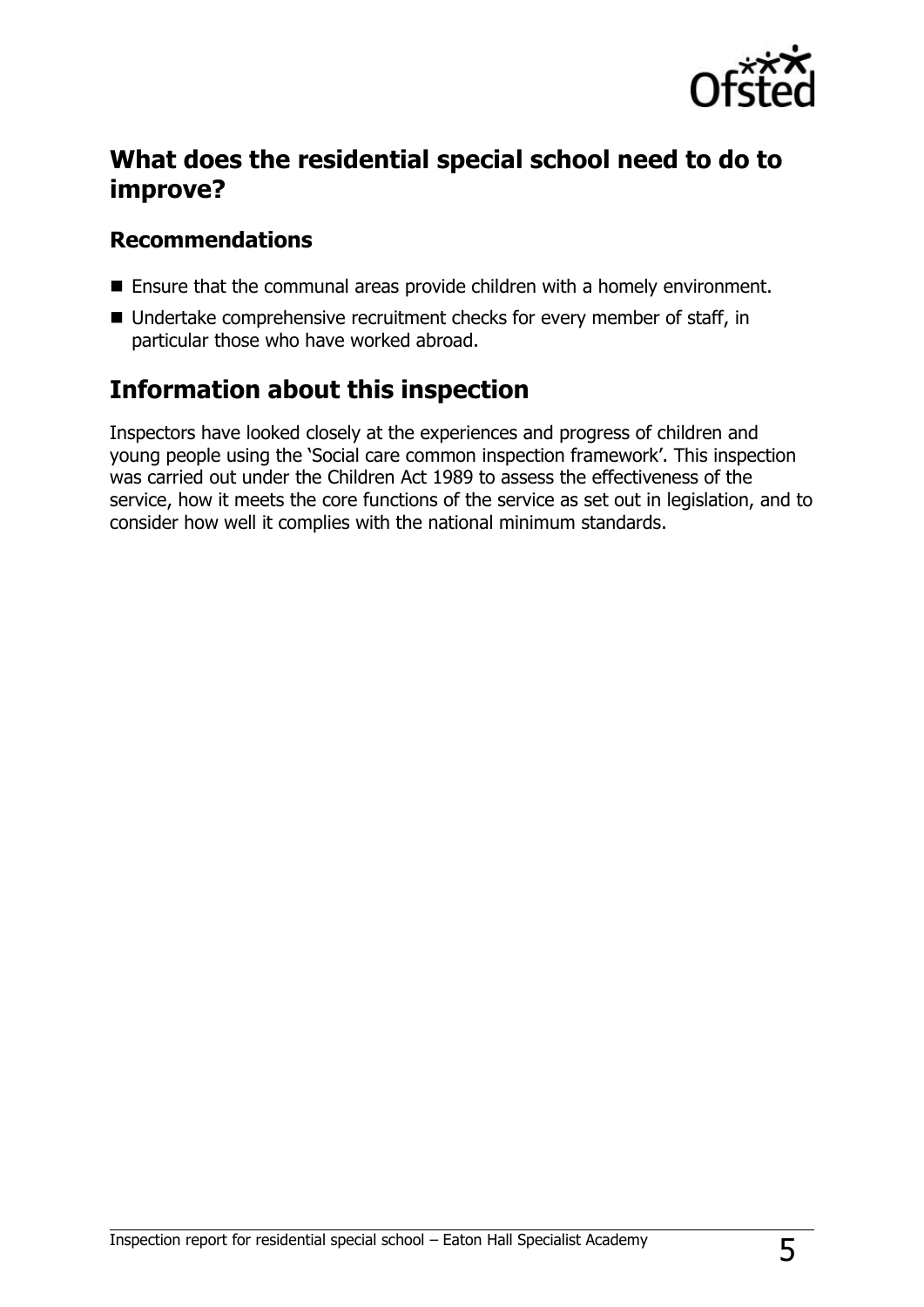## What does the residential special school need to do to improve?

### Recommendations

- Ensure that the communal areas provide children with a homely environment.
- Undertake comprehensive recruitment checks for every member of staff, in particular those who have worked abroad.

## Information about this inspection

Inspectors have looked closely at the experiences and progress of children and young people using the 'Social care common inspection framework'. This inspection was carried out under the Children Act 1989 to assess the effectiveness of the service, how it meets the core functions of the service as set out in legislation, and to consider how well it complies with the national minimum standards.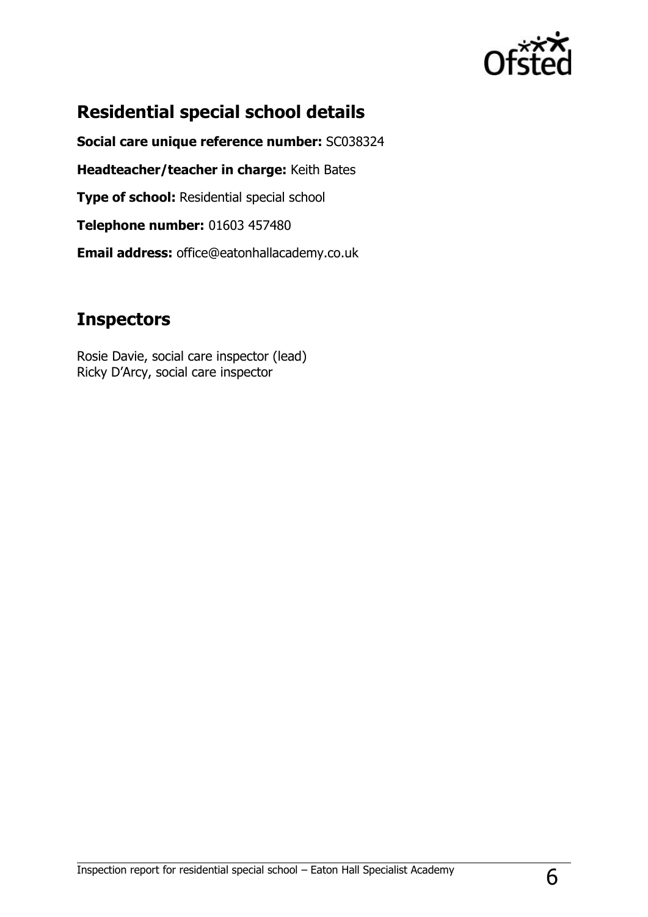## Residential special school details

**Social care unique reference number:** SC038324

**Headteacher/teacher in charge:** Keith Bates

**Type of school:** Residential special school

**Telephone number:** 01603 457480

**Email address:** office@eatonhallacademy.co.uk

## Inspectors

Rosie Davie, social care inspector (lead)
Ricky D'Arcy, social care inspector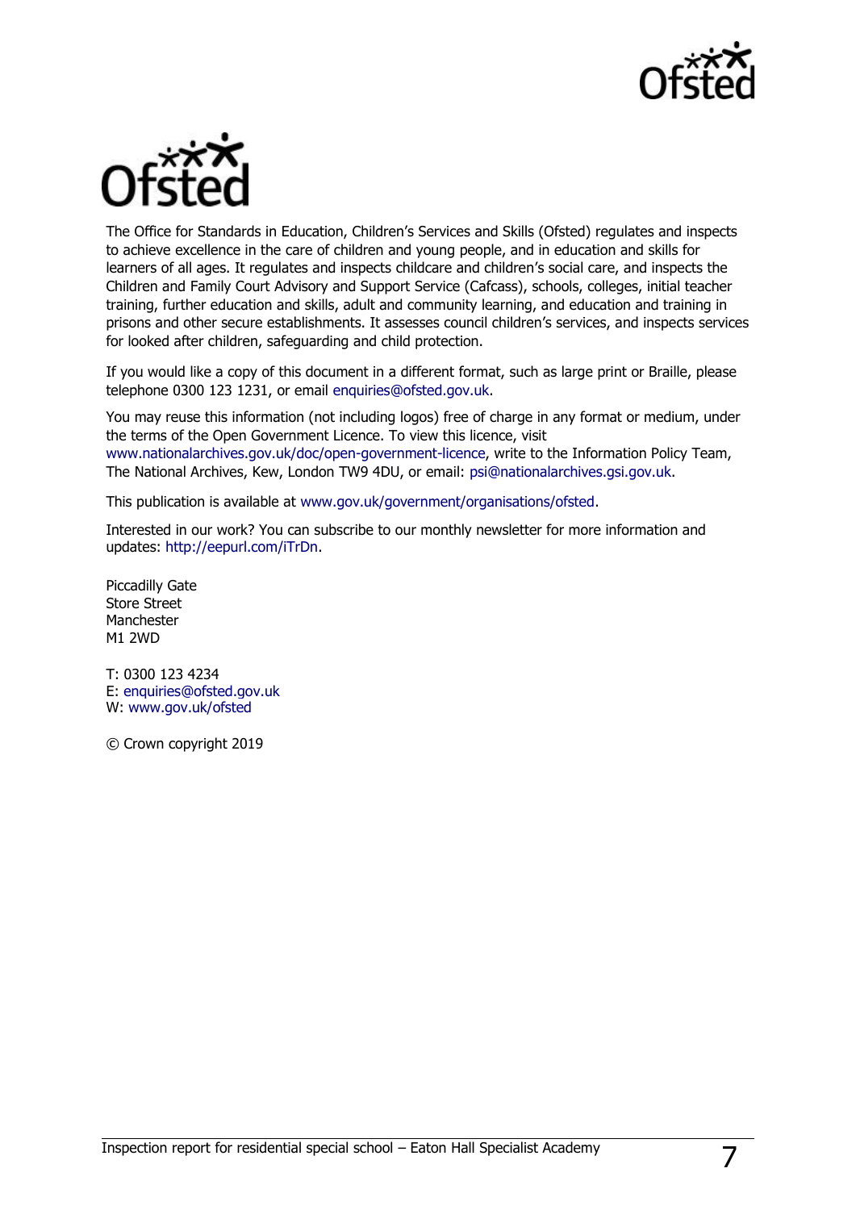The Office for Standards in Education, Children's Services and Skills (Ofsted) regulates and inspects to achieve excellence in the care of children and young people, and in education and skills for learners of all ages. It regulates and inspects childcare and children's social care, and inspects the Children and Family Court Advisory and Support Service (Cafcass), schools, colleges, initial teacher training, further education and skills, adult and community learning, and education and training in prisons and other secure establishments. It assesses council children's services, and inspects services for looked after children, safeguarding and child protection.

If you would like a copy of this document in a different format, such as large print or Braille, please telephone 0300 123 1231, or email enquiries@ofsted.gov.uk.

You may reuse this information (not including logos) free of charge in any format or medium, under the terms of the Open Government Licence. To view this licence, visit www.nationalarchives.gov.uk/doc/open-government-licence, write to the Information Policy Team, The National Archives, Kew, London TW9 4DU, or email: psi@nationalarchives.gsi.gov.uk.

This publication is available at www.gov.uk/government/organisations/ofsted.

Interested in our work? You can subscribe to our monthly newsletter for more information and updates: http://eepurl.com/iTrDn.

Piccadilly Gate
Store Street
Manchester
M1 2WD

T: 0300 123 4234
E: enquiries@ofsted.gov.uk
W: www.gov.uk/ofsted

© Crown copyright 2019